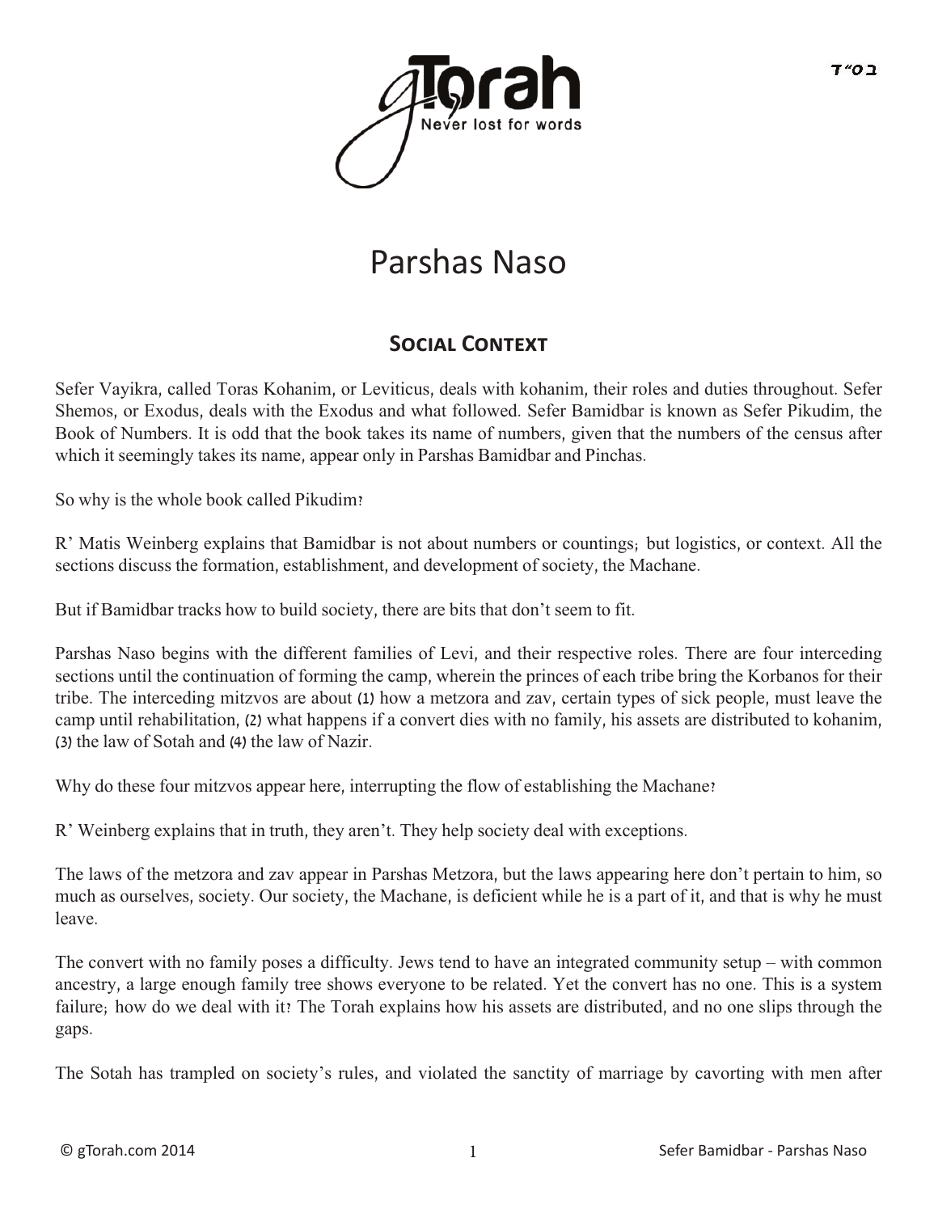בס"ד

# Parshas Naso

## Social Context

Sefer Vayikra, called Toras Kohanim, or Leviticus, deals with kohanim, their roles and duties throughout. Sefer Shemos, or Exodus, deals with the Exodus and what followed. Sefer Bamidbar is known as Sefer Pikudim, the Book of Numbers. It is odd that the book takes its name of numbers, given that the numbers of the census after which it seemingly takes its name, appear only in Parshas Bamidbar and Pinchas.

So why is the whole book called Pikudim?

R' Matis Weinberg explains that Bamidbar is not about numbers or countings; but logistics, or context. All the sections discuss the formation, establishment, and development of society, the Machane.

But if Bamidbar tracks how to build society, there are bits that don't seem to fit.

Parshas Naso begins with the different families of Levi, and their respective roles. There are four interceding sections until the continuation of forming the camp, wherein the princes of each tribe bring the Korbanos for their tribe. The interceding mitzvos are about (1) how a metzora and zav, certain types of sick people, must leave the camp until rehabilitation, (2) what happens if a convert dies with no family, his assets are distributed to kohanim, (3) the law of Sotah and (4) the law of Nazir.

Why do these four mitzvos appear here, interrupting the flow of establishing the Machane?

R' Weinberg explains that in truth, they aren't. They help society deal with exceptions.

The laws of the metzora and zav appear in Parshas Metzora, but the laws appearing here don't pertain to him, so much as ourselves, society. Our society, the Machane, is deficient while he is a part of it, and that is why he must leave.

The convert with no family poses a difficulty. Jews tend to have an integrated community setup – with common ancestry, a large enough family tree shows everyone to be related. Yet the convert has no one. This is a system failure; how do we deal with it? The Torah explains how his assets are distributed, and no one slips through the gaps.

The Sotah has trampled on society's rules, and violated the sanctity of marriage by cavorting with men after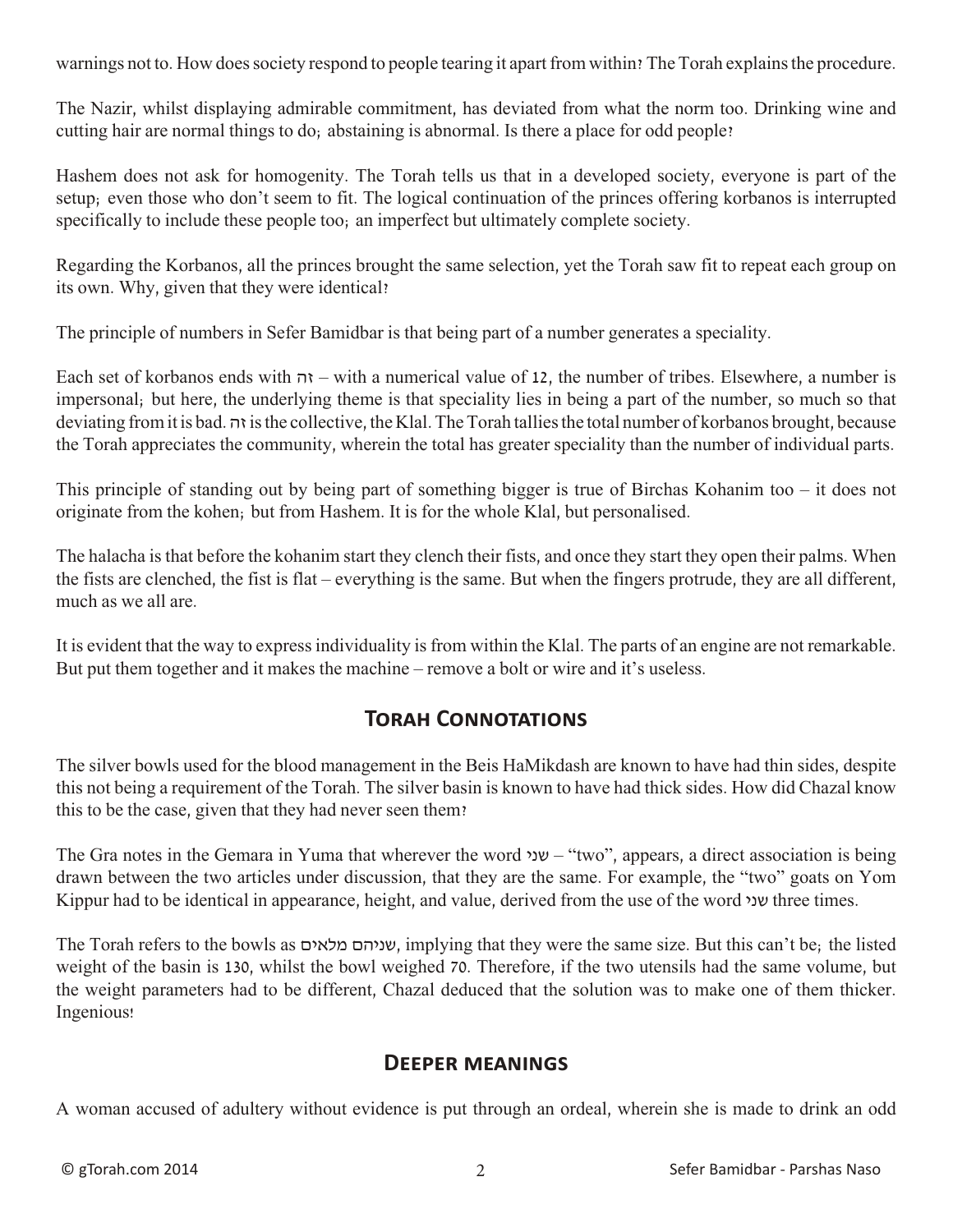warnings not to. How does society respond to people tearing it apart from within? The Torah explains the procedure.

The Nazir, whilst displaying admirable commitment, has deviated from what the norm too. Drinking wine and cutting hair are normal things to do; abstaining is abnormal. Is there a place for odd people?

Hashem does not ask for homogenity. The Torah tells us that in a developed society, everyone is part of the setup; even those who don't seem to fit. The logical continuation of the princes offering korbanos is interrupted specifically to include these people too; an imperfect but ultimately complete society.

Regarding the Korbanos, all the princes brought the same selection, yet the Torah saw fit to repeat each group on its own. Why, given that they were identical?

The principle of numbers in Sefer Bamidbar is that being part of a number generates a speciality.

Each set of korbanos ends with זה – with a numerical value of 12, the number of tribes. Elsewhere, a number is impersonal; but here, the underlying theme is that speciality lies in being a part of the number, so much so that deviating from it is bad. זה is the collective, the Klal. The Torah tallies the total number of korbanos brought, because the Torah appreciates the community, wherein the total has greater speciality than the number of individual parts.

This principle of standing out by being part of something bigger is true of Birchas Kohanim too – it does not originate from the kohen; but from Hashem. It is for the whole Klal, but personalised.

The halacha is that before the kohanim start they clench their fists, and once they start they open their palms. When the fists are clenched, the fist is flat – everything is the same. But when the fingers protrude, they are all different, much as we all are.

It is evident that the way to express individuality is from within the Klal. The parts of an engine are not remarkable. But put them together and it makes the machine – remove a bolt or wire and it's useless.

## Torah Connotations

The silver bowls used for the blood management in the Beis HaMikdash are known to have had thin sides, despite this not being a requirement of the Torah. The silver basin is known to have had thick sides. How did Chazal know this to be the case, given that they had never seen them?

The Gra notes in the Gemara in Yuma that wherever the word שני – "two", appears, a direct association is being drawn between the two articles under discussion, that they are the same. For example, the "two" goats on Yom Kippur had to be identical in appearance, height, and value, derived from the use of the word שני three times.

The Torah refers to the bowls as שניהם מלאים, implying that they were the same size. But this can't be; the listed weight of the basin is 130, whilst the bowl weighed 70. Therefore, if the two utensils had the same volume, but the weight parameters had to be different, Chazal deduced that the solution was to make one of them thicker. Ingenious!

## Deeper meanings

A woman accused of adultery without evidence is put through an ordeal, wherein she is made to drink an odd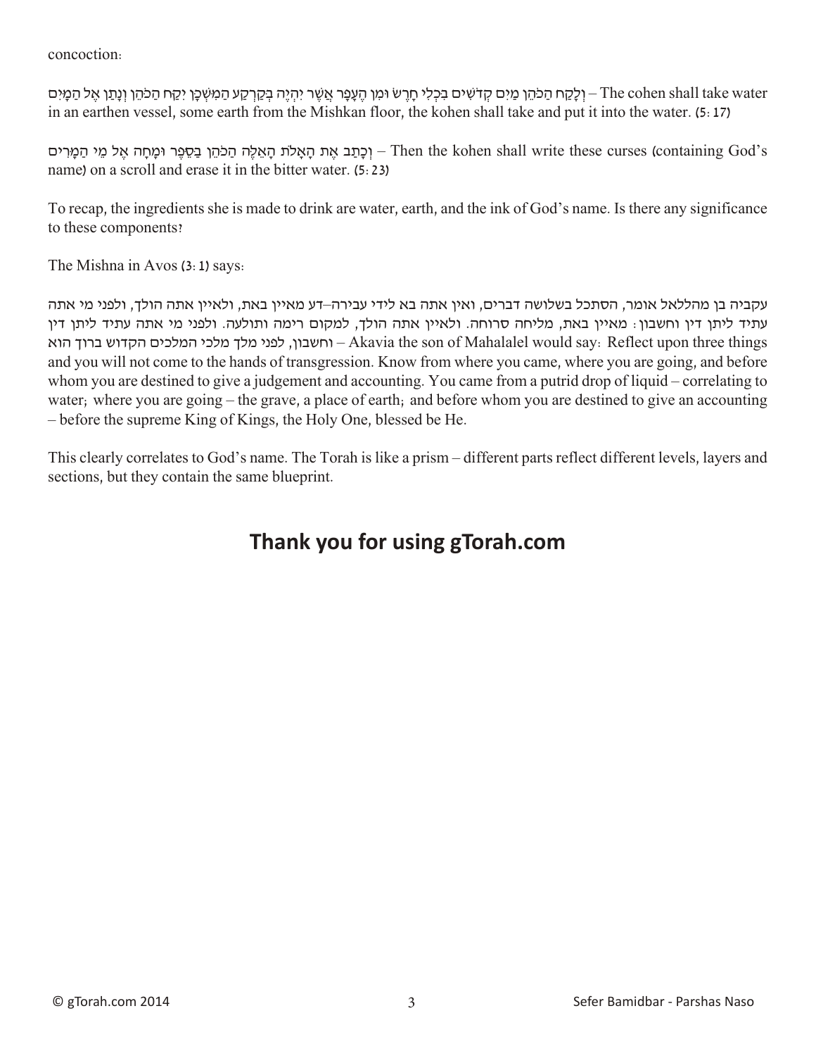concoction:

וְלָקַח הַכֹּהֵן מַיִם קְדֹשִׁים בִּכְלִי חָרֶשׂ וּמִן הֶעָפָר אֲשֶׁר יִהְיֶה בְּקַרְקַע הַמִּשְׁכָּן יִקַּח הַכֹּהֵן וְנָתַן אֶל הַמָּיִם – The cohen shall take water in an earthen vessel, some earth from the Mishkan floor, the kohen shall take and put it into the water. (5:17)

וְכָתַב אֶת הָאָלֹת הָאֵלֶּה הַכֹּהֵן בַּסֵּפֶר וּמָחָה אֶל מֵי הַמָּרִים – Then the kohen shall write these curses (containing God's name) on a scroll and erase it in the bitter water. (5:23)

To recap, the ingredients she is made to drink are water, earth, and the ink of God's name. Is there any significance to these components?

The Mishna in Avos (3:1) says:

עקביה בן מהללאל אומר, הסתכל בשלושה דברים, ואין אתה בא לידי עבירה–דע מאיין באת, ולאיין אתה הולך, ולפני מי אתה עתיד ליתן דין וחשבון: מאיין באת, מליחה סרוחה. ולאיין אתה הולך, למקום רימה ותולעה. ולפני מי אתה עתיד ליתן דין וחשבון, לפני מלך מלכי המלכים הקדוש ברוך הוא – Akavia the son of Mahalalel would say: Reflect upon three things and you will not come to the hands of transgression. Know from where you came, where you are going, and before whom you are destined to give a judgement and accounting. You came from a putrid drop of liquid – correlating to water; where you are going – the grave, a place of earth; and before whom you are destined to give an accounting – before the supreme King of Kings, the Holy One, blessed be He.

This clearly correlates to God's name. The Torah is like a prism – different parts reflect different levels, layers and sections, but they contain the same blueprint.

## **Thank you for using gTorah.com**